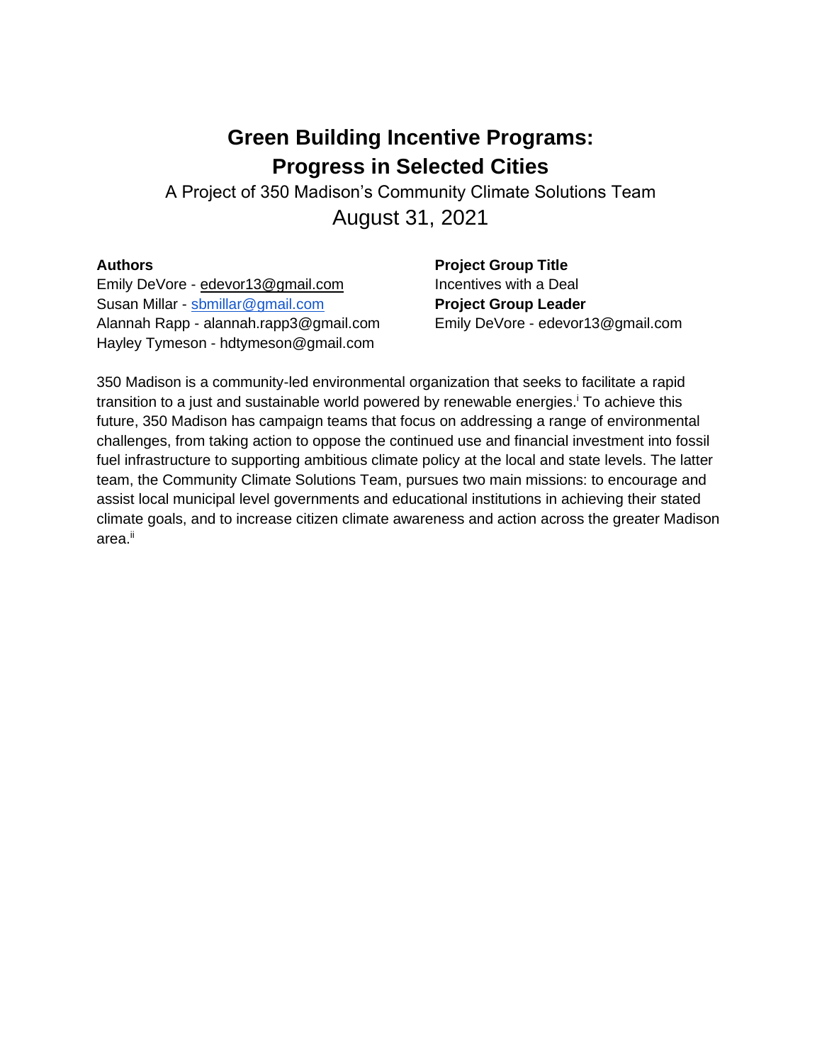# Green Building Incentive Programs: Progress in Selected Cities

A Project of 350 Madison's Community Climate Solutions Team

August 31, 2021

**Authors**

Emily DeVore - edevor13@gmail.com
Susan Millar - sbmillar@gmail.com
Alannah Rapp - alannah.rapp3@gmail.com
Hayley Tymeson - hdtymeson@gmail.com

**Project Group Title**

Incentives with a Deal

**Project Group Leader**

Emily DeVore - edevor13@gmail.com

350 Madison is a community-led environmental organization that seeks to facilitate a rapid transition to a just and sustainable world powered by renewable energies.[i] To achieve this future, 350 Madison has campaign teams that focus on addressing a range of environmental challenges, from taking action to oppose the continued use and financial investment into fossil fuel infrastructure to supporting ambitious climate policy at the local and state levels. The latter team, the Community Climate Solutions Team, pursues two main missions: to encourage and assist local municipal level governments and educational institutions in achieving their stated climate goals, and to increase citizen climate awareness and action across the greater Madison area.[ii]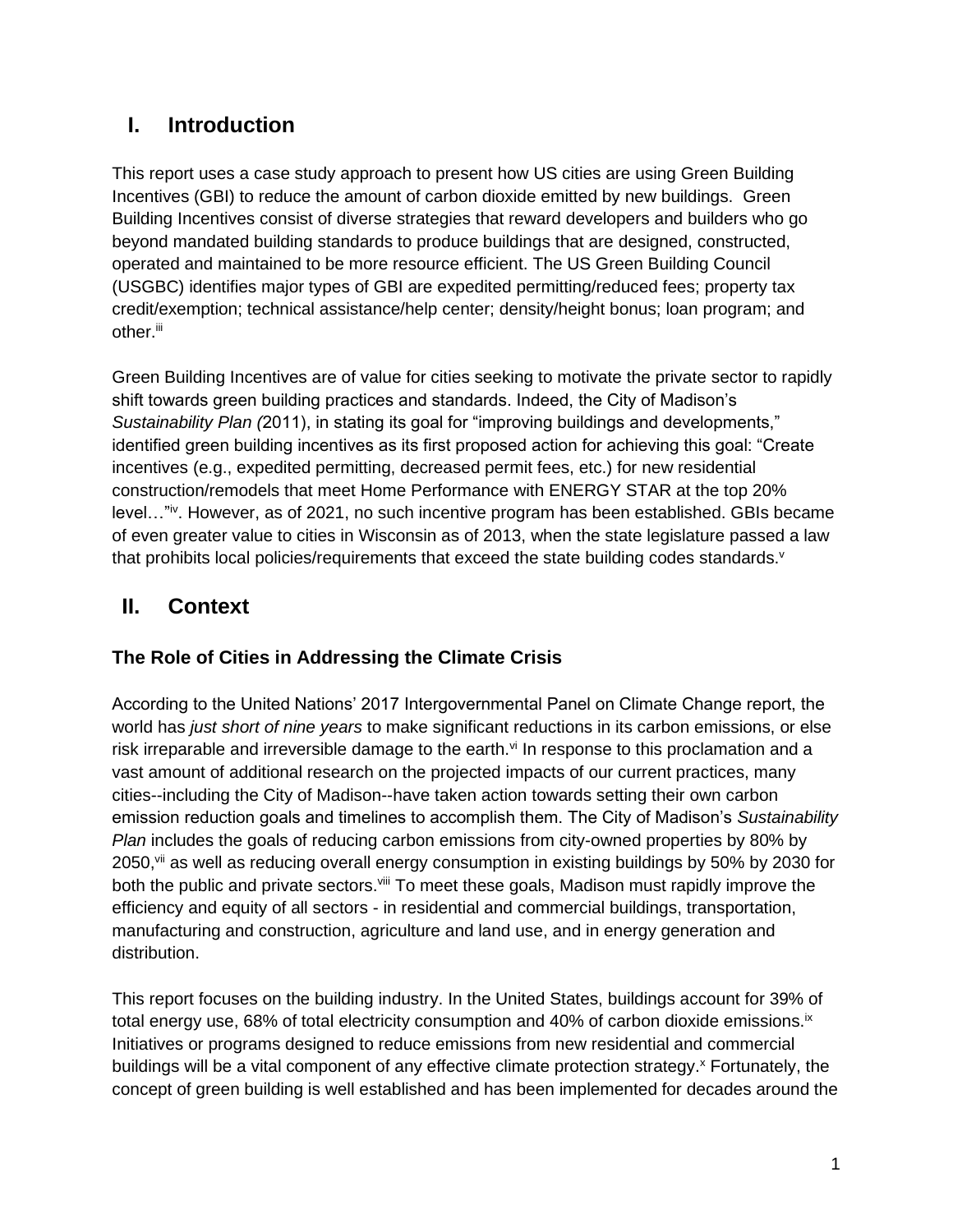## I. Introduction

This report uses a case study approach to present how US cities are using Green Building Incentives (GBI) to reduce the amount of carbon dioxide emitted by new buildings. Green Building Incentives consist of diverse strategies that reward developers and builders who go beyond mandated building standards to produce buildings that are designed, constructed, operated and maintained to be more resource efficient. The US Green Building Council (USGBC) identifies major types of GBI are expedited permitting/reduced fees; property tax credit/exemption; technical assistance/help center; density/height bonus; loan program; and other.[iii]

Green Building Incentives are of value for cities seeking to motivate the private sector to rapidly shift towards green building practices and standards. Indeed, the City of Madison's *Sustainability Plan (*2011), in stating its goal for "improving buildings and developments," identified green building incentives as its first proposed action for achieving this goal: "Create incentives (e.g., expedited permitting, decreased permit fees, etc.) for new residential construction/remodels that meet Home Performance with ENERGY STAR at the top 20% level…"[iv]. However, as of 2021, no such incentive program has been established. GBIs became of even greater value to cities in Wisconsin as of 2013, when the state legislature passed a law that prohibits local policies/requirements that exceed the state building codes standards.[v]

## II. Context

### The Role of Cities in Addressing the Climate Crisis

According to the United Nations' 2017 Intergovernmental Panel on Climate Change report, the world has *just short of nine years* to make significant reductions in its carbon emissions, or else risk irreparable and irreversible damage to the earth.[vi] In response to this proclamation and a vast amount of additional research on the projected impacts of our current practices, many cities--including the City of Madison--have taken action towards setting their own carbon emission reduction goals and timelines to accomplish them. The City of Madison's *Sustainability Plan* includes the goals of reducing carbon emissions from city-owned properties by 80% by 2050,[vii] as well as reducing overall energy consumption in existing buildings by 50% by 2030 for both the public and private sectors.[viii] To meet these goals, Madison must rapidly improve the efficiency and equity of all sectors - in residential and commercial buildings, transportation, manufacturing and construction, agriculture and land use, and in energy generation and distribution.

This report focuses on the building industry. In the United States, buildings account for 39% of total energy use, 68% of total electricity consumption and 40% of carbon dioxide emissions.[ix] Initiatives or programs designed to reduce emissions from new residential and commercial buildings will be a vital component of any effective climate protection strategy.[x] Fortunately, the concept of green building is well established and has been implemented for decades around the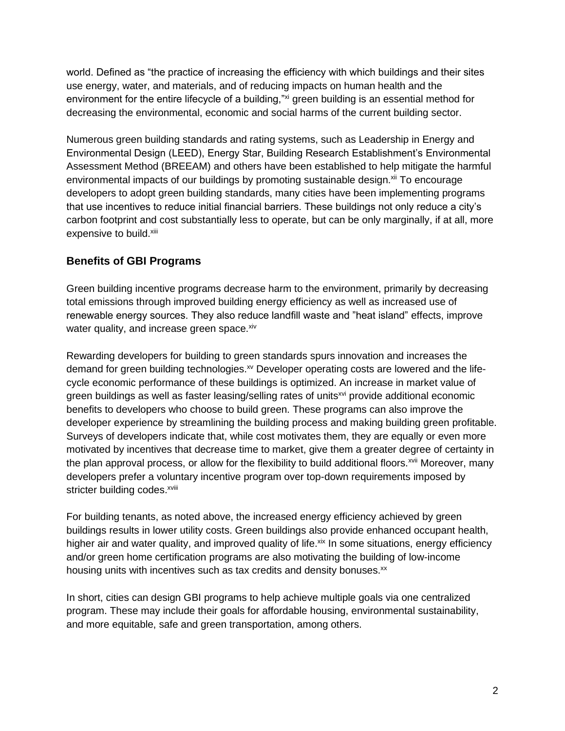world. Defined as "the practice of increasing the efficiency with which buildings and their sites use energy, water, and materials, and of reducing impacts on human health and the environment for the entire lifecycle of a building,"[xi] green building is an essential method for decreasing the environmental, economic and social harms of the current building sector.

Numerous green building standards and rating systems, such as Leadership in Energy and Environmental Design (LEED), Energy Star, Building Research Establishment's Environmental Assessment Method (BREEAM) and others have been established to help mitigate the harmful environmental impacts of our buildings by promoting sustainable design.[xii] To encourage developers to adopt green building standards, many cities have been implementing programs that use incentives to reduce initial financial barriers. These buildings not only reduce a city's carbon footprint and cost substantially less to operate, but can be only marginally, if at all, more expensive to build.[xiii]

### Benefits of GBI Programs

Green building incentive programs decrease harm to the environment, primarily by decreasing total emissions through improved building energy efficiency as well as increased use of renewable energy sources. They also reduce landfill waste and "heat island" effects, improve water quality, and increase green space.[xiv]

Rewarding developers for building to green standards spurs innovation and increases the demand for green building technologies.[xv] Developer operating costs are lowered and the life-cycle economic performance of these buildings is optimized. An increase in market value of green buildings as well as faster leasing/selling rates of units[xvi] provide additional economic benefits to developers who choose to build green. These programs can also improve the developer experience by streamlining the building process and making building green profitable. Surveys of developers indicate that, while cost motivates them, they are equally or even more motivated by incentives that decrease time to market, give them a greater degree of certainty in the plan approval process, or allow for the flexibility to build additional floors.[xvii] Moreover, many developers prefer a voluntary incentive program over top-down requirements imposed by stricter building codes.[xviii]

For building tenants, as noted above, the increased energy efficiency achieved by green buildings results in lower utility costs. Green buildings also provide enhanced occupant health, higher air and water quality, and improved quality of life.[xix] In some situations, energy efficiency and/or green home certification programs are also motivating the building of low-income housing units with incentives such as tax credits and density bonuses.[xx]

In short, cities can design GBI programs to help achieve multiple goals via one centralized program. These may include their goals for affordable housing, environmental sustainability, and more equitable, safe and green transportation, among others.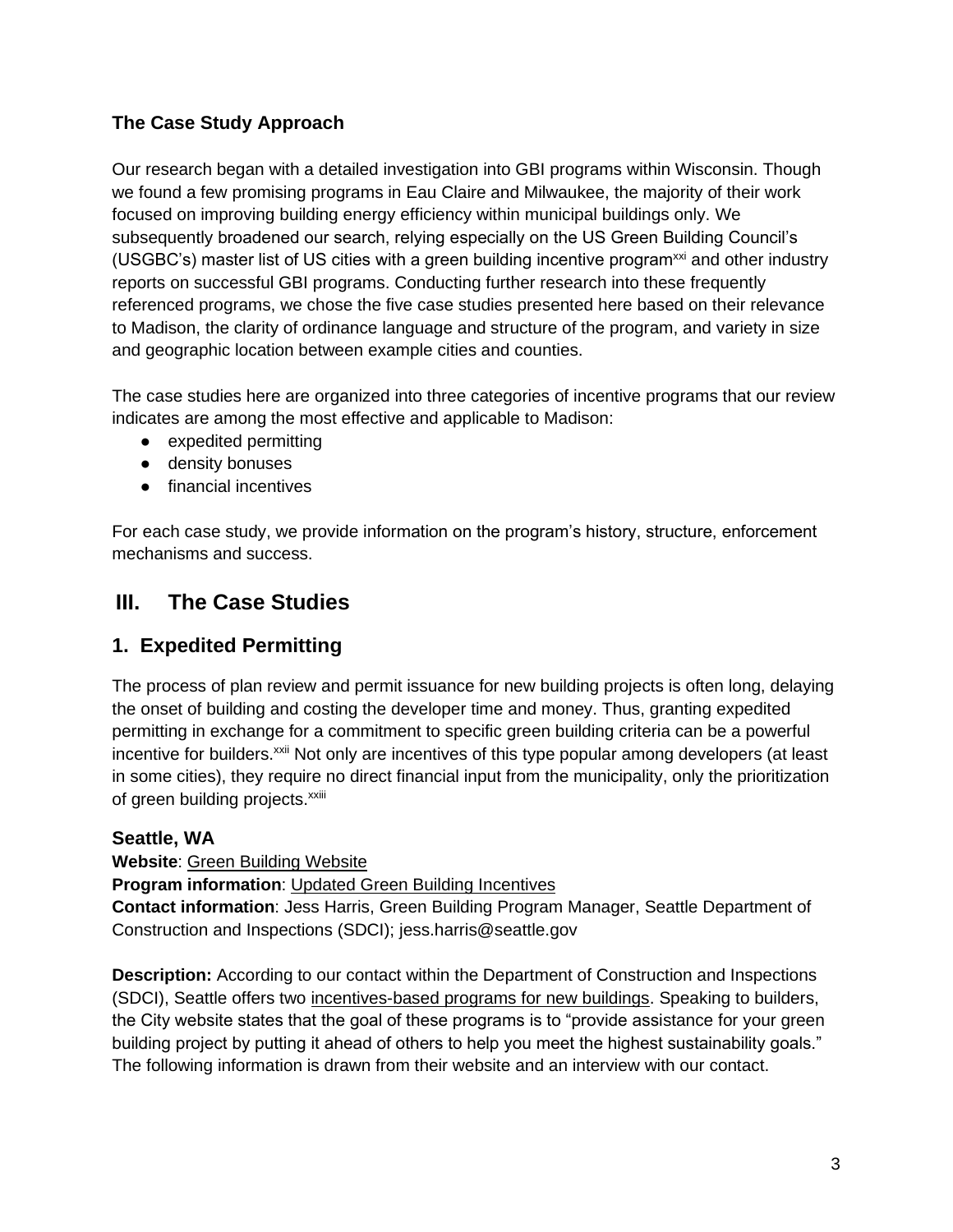### The Case Study Approach

Our research began with a detailed investigation into GBI programs within Wisconsin. Though we found a few promising programs in Eau Claire and Milwaukee, the majority of their work focused on improving building energy efficiency within municipal buildings only. We subsequently broadened our search, relying especially on the US Green Building Council's (USGBC's) master list of US cities with a green building incentive program[xxi] and other industry reports on successful GBI programs. Conducting further research into these frequently referenced programs, we chose the five case studies presented here based on their relevance to Madison, the clarity of ordinance language and structure of the program, and variety in size and geographic location between example cities and counties.

The case studies here are organized into three categories of incentive programs that our review indicates are among the most effective and applicable to Madison:

- expedited permitting
- density bonuses
- financial incentives

For each case study, we provide information on the program's history, structure, enforcement mechanisms and success.

## III. The Case Studies

## 1. Expedited Permitting

The process of plan review and permit issuance for new building projects is often long, delaying the onset of building and costing the developer time and money. Thus, granting expedited permitting in exchange for a commitment to specific green building criteria can be a powerful incentive for builders.[xxii] Not only are incentives of this type popular among developers (at least in some cities), they require no direct financial input from the municipality, only the prioritization of green building projects.[xxiii]

### Seattle, WA

**Website**: Green Building Website
**Program information**: Updated Green Building Incentives
**Contact information**: Jess Harris, Green Building Program Manager, Seattle Department of Construction and Inspections (SDCI); jess.harris@seattle.gov

**Description:** According to our contact within the Department of Construction and Inspections (SDCI), Seattle offers two incentives-based programs for new buildings. Speaking to builders, the City website states that the goal of these programs is to "provide assistance for your green building project by putting it ahead of others to help you meet the highest sustainability goals." The following information is drawn from their website and an interview with our contact.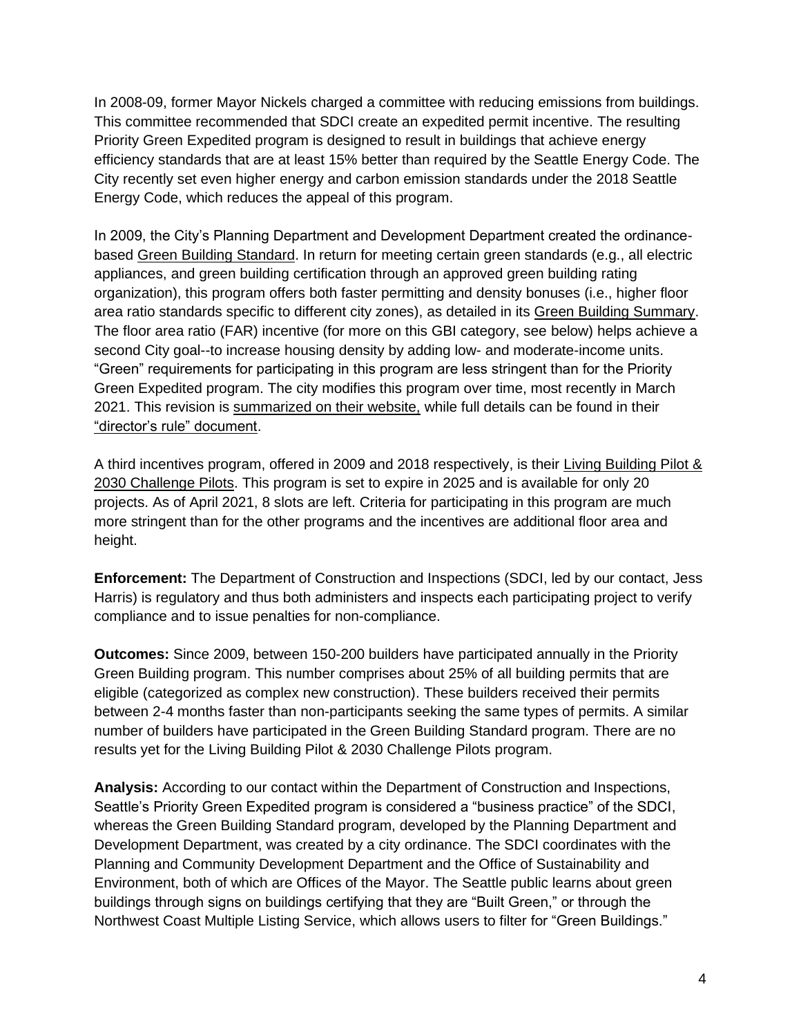In 2008-09, former Mayor Nickels charged a committee with reducing emissions from buildings. This committee recommended that SDCI create an expedited permit incentive. The resulting Priority Green Expedited program is designed to result in buildings that achieve energy efficiency standards that are at least 15% better than required by the Seattle Energy Code. The City recently set even higher energy and carbon emission standards under the 2018 Seattle Energy Code, which reduces the appeal of this program.

In 2009, the City's Planning Department and Development Department created the ordinance-based Green Building Standard. In return for meeting certain green standards (e.g., all electric appliances, and green building certification through an approved green building rating organization), this program offers both faster permitting and density bonuses (i.e., higher floor area ratio standards specific to different city zones), as detailed in its Green Building Summary. The floor area ratio (FAR) incentive (for more on this GBI category, see below) helps achieve a second City goal--to increase housing density by adding low- and moderate-income units. "Green" requirements for participating in this program are less stringent than for the Priority Green Expedited program. The city modifies this program over time, most recently in March 2021. This revision is summarized on their website, while full details can be found in their "director's rule" document.

A third incentives program, offered in 2009 and 2018 respectively, is their Living Building Pilot & 2030 Challenge Pilots. This program is set to expire in 2025 and is available for only 20 projects. As of April 2021, 8 slots are left. Criteria for participating in this program are much more stringent than for the other programs and the incentives are additional floor area and height.

**Enforcement:** The Department of Construction and Inspections (SDCI, led by our contact, Jess Harris) is regulatory and thus both administers and inspects each participating project to verify compliance and to issue penalties for non-compliance.

**Outcomes:** Since 2009, between 150-200 builders have participated annually in the Priority Green Building program. This number comprises about 25% of all building permits that are eligible (categorized as complex new construction). These builders received their permits between 2-4 months faster than non-participants seeking the same types of permits. A similar number of builders have participated in the Green Building Standard program. There are no results yet for the Living Building Pilot & 2030 Challenge Pilots program.

**Analysis:** According to our contact within the Department of Construction and Inspections, Seattle's Priority Green Expedited program is considered a "business practice" of the SDCI, whereas the Green Building Standard program, developed by the Planning Department and Development Department, was created by a city ordinance. The SDCI coordinates with the Planning and Community Development Department and the Office of Sustainability and Environment, both of which are Offices of the Mayor. The Seattle public learns about green buildings through signs on buildings certifying that they are "Built Green," or through the Northwest Coast Multiple Listing Service, which allows users to filter for "Green Buildings."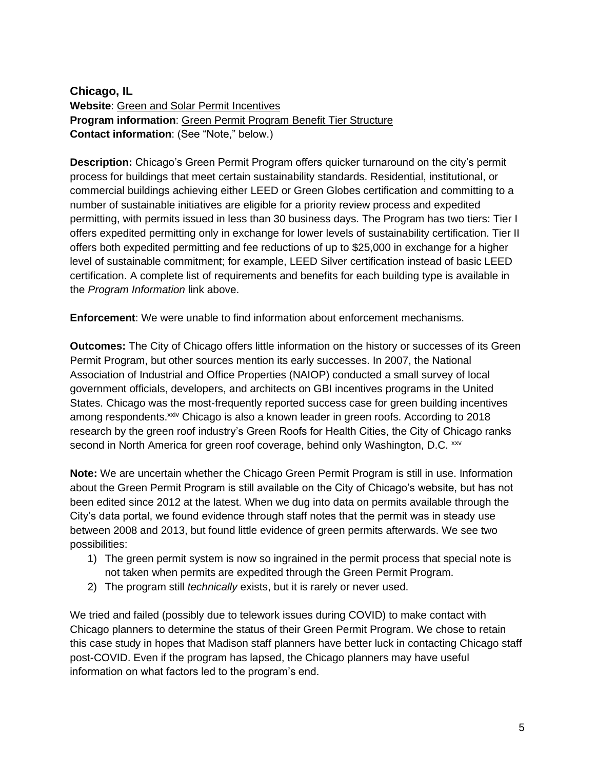### Chicago, IL

**Website**: Green and Solar Permit Incentives
**Program information**: Green Permit Program Benefit Tier Structure
**Contact information**: (See "Note," below.)

**Description:** Chicago's Green Permit Program offers quicker turnaround on the city's permit process for buildings that meet certain sustainability standards. Residential, institutional, or commercial buildings achieving either LEED or Green Globes certification and committing to a number of sustainable initiatives are eligible for a priority review process and expedited permitting, with permits issued in less than 30 business days. The Program has two tiers: Tier I offers expedited permitting only in exchange for lower levels of sustainability certification. Tier II offers both expedited permitting and fee reductions of up to $25,000 in exchange for a higher level of sustainable commitment; for example, LEED Silver certification instead of basic LEED certification. A complete list of requirements and benefits for each building type is available in the *Program Information* link above.

**Enforcement**: We were unable to find information about enforcement mechanisms.

**Outcomes:** The City of Chicago offers little information on the history or successes of its Green Permit Program, but other sources mention its early successes. In 2007, the National Association of Industrial and Office Properties (NAIOP) conducted a small survey of local government officials, developers, and architects on GBI incentives programs in the United States. Chicago was the most-frequently reported success case for green building incentives among respondents.[xxiv] Chicago is also a known leader in green roofs. According to 2018 research by the green roof industry's Green Roofs for Health Cities, the City of Chicago ranks second in North America for green roof coverage, behind only Washington, D.C. [xxv]

**Note:** We are uncertain whether the Chicago Green Permit Program is still in use. Information about the Green Permit Program is still available on the City of Chicago's website, but has not been edited since 2012 at the latest. When we dug into data on permits available through the City's data portal, we found evidence through staff notes that the permit was in steady use between 2008 and 2013, but found little evidence of green permits afterwards. We see two possibilities:

1) The green permit system is now so ingrained in the permit process that special note is not taken when permits are expedited through the Green Permit Program.
2) The program still *technically* exists, but it is rarely or never used.

We tried and failed (possibly due to telework issues during COVID) to make contact with Chicago planners to determine the status of their Green Permit Program. We chose to retain this case study in hopes that Madison staff planners have better luck in contacting Chicago staff post-COVID. Even if the program has lapsed, the Chicago planners may have useful information on what factors led to the program's end.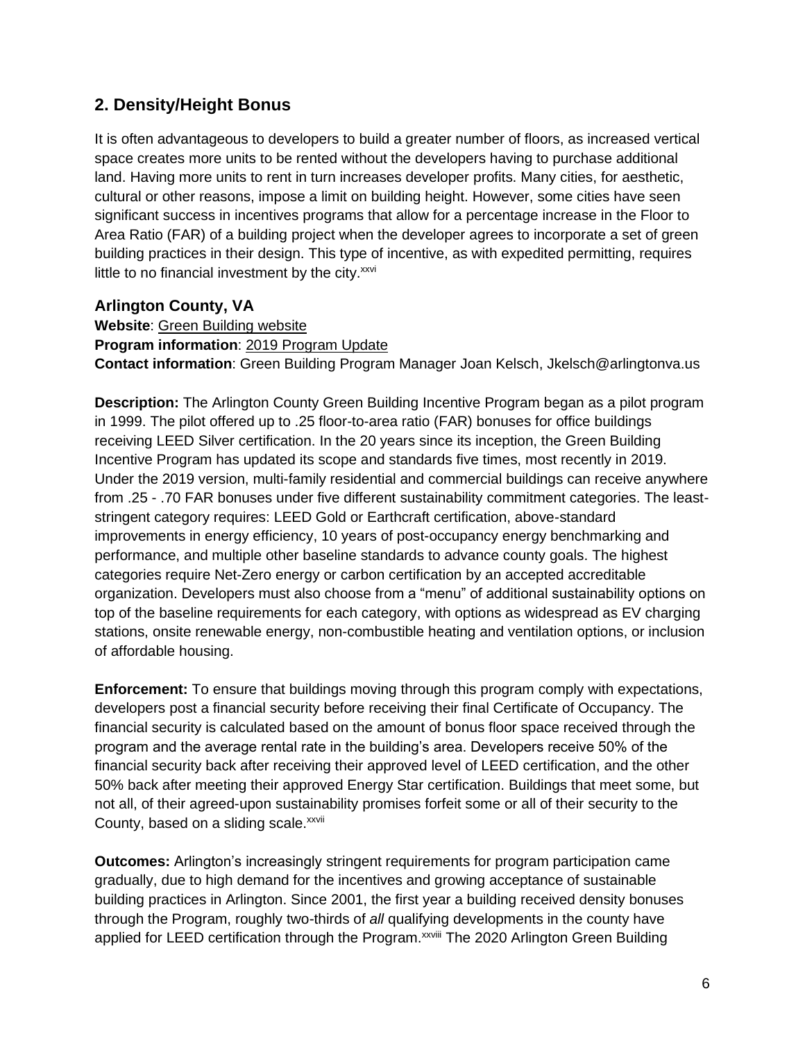## 2. Density/Height Bonus

It is often advantageous to developers to build a greater number of floors, as increased vertical space creates more units to be rented without the developers having to purchase additional land. Having more units to rent in turn increases developer profits. Many cities, for aesthetic, cultural or other reasons, impose a limit on building height. However, some cities have seen significant success in incentives programs that allow for a percentage increase in the Floor to Area Ratio (FAR) of a building project when the developer agrees to incorporate a set of green building practices in their design. This type of incentive, as with expedited permitting, requires little to no financial investment by the city.[xxvi]

### Arlington County, VA

**Website**: Green Building website
**Program information**: 2019 Program Update
**Contact information**: Green Building Program Manager Joan Kelsch, Jkelsch@arlingtonva.us

**Description:** The Arlington County Green Building Incentive Program began as a pilot program in 1999. The pilot offered up to .25 floor-to-area ratio (FAR) bonuses for office buildings receiving LEED Silver certification. In the 20 years since its inception, the Green Building Incentive Program has updated its scope and standards five times, most recently in 2019. Under the 2019 version, multi-family residential and commercial buildings can receive anywhere from .25 - .70 FAR bonuses under five different sustainability commitment categories. The least-stringent category requires: LEED Gold or Earthcraft certification, above-standard improvements in energy efficiency, 10 years of post-occupancy energy benchmarking and performance, and multiple other baseline standards to advance county goals. The highest categories require Net-Zero energy or carbon certification by an accepted accreditable organization. Developers must also choose from a "menu" of additional sustainability options on top of the baseline requirements for each category, with options as widespread as EV charging stations, onsite renewable energy, non-combustible heating and ventilation options, or inclusion of affordable housing.

**Enforcement:** To ensure that buildings moving through this program comply with expectations, developers post a financial security before receiving their final Certificate of Occupancy. The financial security is calculated based on the amount of bonus floor space received through the program and the average rental rate in the building's area. Developers receive 50% of the financial security back after receiving their approved level of LEED certification, and the other 50% back after meeting their approved Energy Star certification. Buildings that meet some, but not all, of their agreed-upon sustainability promises forfeit some or all of their security to the County, based on a sliding scale.[xxvii]

**Outcomes:** Arlington's increasingly stringent requirements for program participation came gradually, due to high demand for the incentives and growing acceptance of sustainable building practices in Arlington. Since 2001, the first year a building received density bonuses through the Program, roughly two-thirds of *all* qualifying developments in the county have applied for LEED certification through the Program.[xxviii] The 2020 Arlington Green Building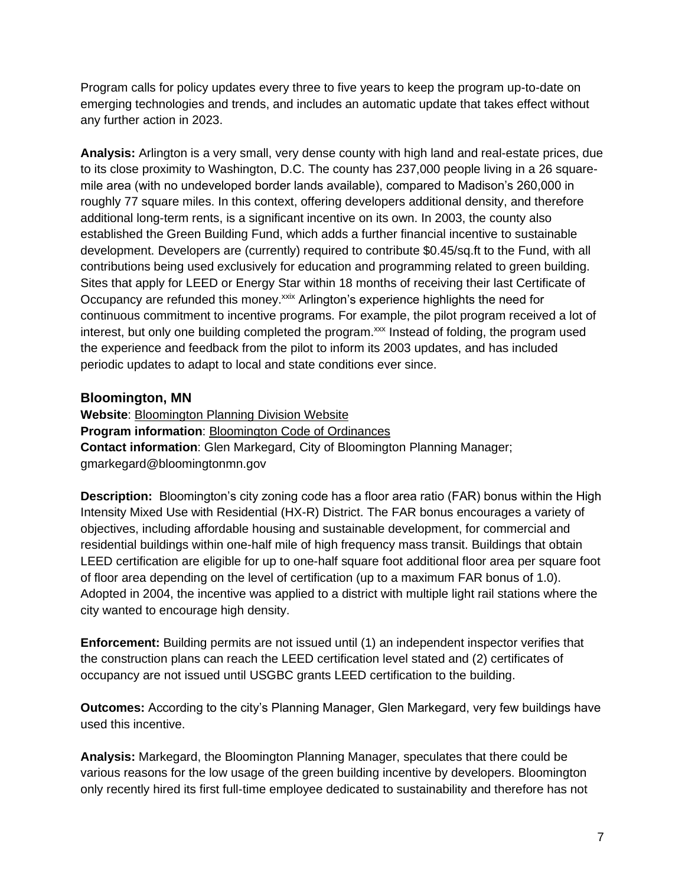Program calls for policy updates every three to five years to keep the program up-to-date on emerging technologies and trends, and includes an automatic update that takes effect without any further action in 2023.

**Analysis:** Arlington is a very small, very dense county with high land and real-estate prices, due to its close proximity to Washington, D.C. The county has 237,000 people living in a 26 square-mile area (with no undeveloped border lands available), compared to Madison's 260,000 in roughly 77 square miles. In this context, offering developers additional density, and therefore additional long-term rents, is a significant incentive on its own. In 2003, the county also established the Green Building Fund, which adds a further financial incentive to sustainable development. Developers are (currently) required to contribute $0.45/sq.ft to the Fund, with all contributions being used exclusively for education and programming related to green building. Sites that apply for LEED or Energy Star within 18 months of receiving their last Certificate of Occupancy are refunded this money.[xxix] Arlington's experience highlights the need for continuous commitment to incentive programs. For example, the pilot program received a lot of interest, but only one building completed the program.[xxx] Instead of folding, the program used the experience and feedback from the pilot to inform its 2003 updates, and has included periodic updates to adapt to local and state conditions ever since.

## Bloomington, MN

**Website**: Bloomington Planning Division Website
**Program information**: Bloomington Code of Ordinances
**Contact information**: Glen Markegard, City of Bloomington Planning Manager; gmarkegard@bloomingtonmn.gov

**Description:** Bloomington's city zoning code has a floor area ratio (FAR) bonus within the High Intensity Mixed Use with Residential (HX-R) District. The FAR bonus encourages a variety of objectives, including affordable housing and sustainable development, for commercial and residential buildings within one-half mile of high frequency mass transit. Buildings that obtain LEED certification are eligible for up to one-half square foot additional floor area per square foot of floor area depending on the level of certification (up to a maximum FAR bonus of 1.0). Adopted in 2004, the incentive was applied to a district with multiple light rail stations where the city wanted to encourage high density.

**Enforcement:** Building permits are not issued until (1) an independent inspector verifies that the construction plans can reach the LEED certification level stated and (2) certificates of occupancy are not issued until USGBC grants LEED certification to the building.

**Outcomes:** According to the city's Planning Manager, Glen Markegard, very few buildings have used this incentive.

**Analysis:** Markegard, the Bloomington Planning Manager, speculates that there could be various reasons for the low usage of the green building incentive by developers. Bloomington only recently hired its first full-time employee dedicated to sustainability and therefore has not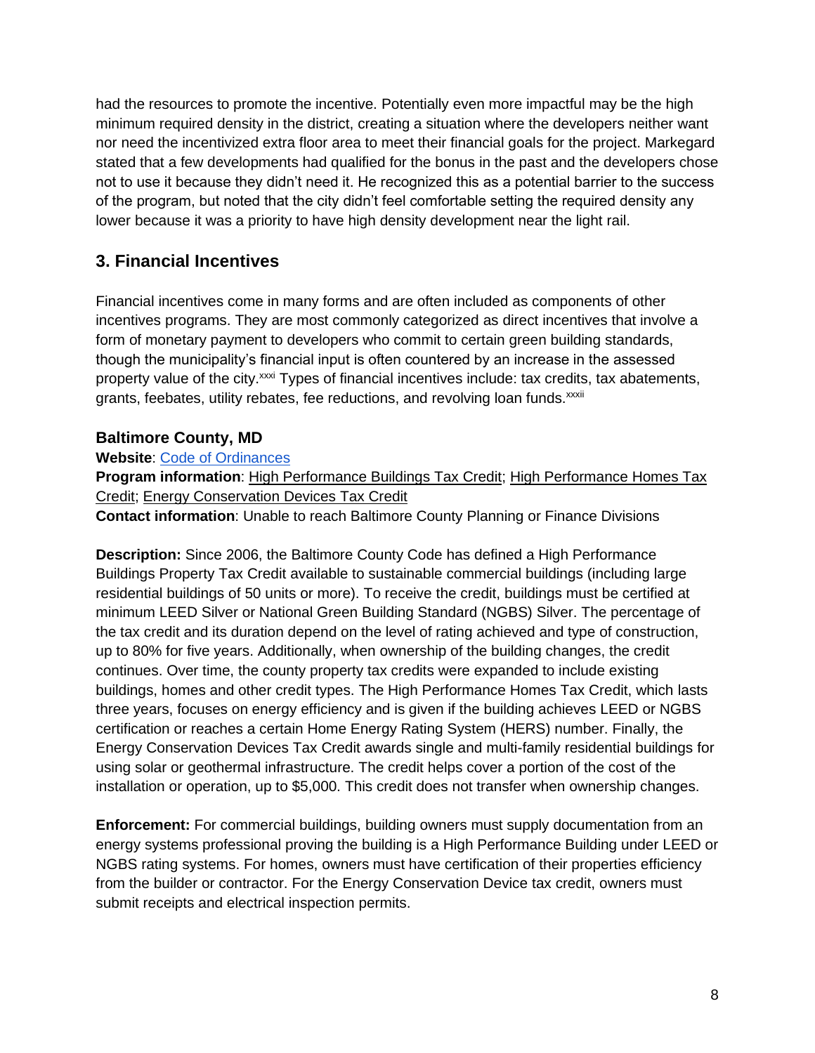had the resources to promote the incentive. Potentially even more impactful may be the high minimum required density in the district, creating a situation where the developers neither want nor need the incentivized extra floor area to meet their financial goals for the project. Markegard stated that a few developments had qualified for the bonus in the past and the developers chose not to use it because they didn't need it. He recognized this as a potential barrier to the success of the program, but noted that the city didn't feel comfortable setting the required density any lower because it was a priority to have high density development near the light rail.

## 3. Financial Incentives

Financial incentives come in many forms and are often included as components of other incentives programs. They are most commonly categorized as direct incentives that involve a form of monetary payment to developers who commit to certain green building standards, though the municipality's financial input is often countered by an increase in the assessed property value of the city.[xxxi] Types of financial incentives include: tax credits, tax abatements, grants, feebates, utility rebates, fee reductions, and revolving loan funds.[xxxii]

### Baltimore County, MD

**Website**: Code of Ordinances
**Program information**: High Performance Buildings Tax Credit; High Performance Homes Tax Credit; Energy Conservation Devices Tax Credit
**Contact information**: Unable to reach Baltimore County Planning or Finance Divisions

**Description:** Since 2006, the Baltimore County Code has defined a High Performance Buildings Property Tax Credit available to sustainable commercial buildings (including large residential buildings of 50 units or more). To receive the credit, buildings must be certified at minimum LEED Silver or National Green Building Standard (NGBS) Silver. The percentage of the tax credit and its duration depend on the level of rating achieved and type of construction, up to 80% for five years. Additionally, when ownership of the building changes, the credit continues. Over time, the county property tax credits were expanded to include existing buildings, homes and other credit types. The High Performance Homes Tax Credit, which lasts three years, focuses on energy efficiency and is given if the building achieves LEED or NGBS certification or reaches a certain Home Energy Rating System (HERS) number. Finally, the Energy Conservation Devices Tax Credit awards single and multi-family residential buildings for using solar or geothermal infrastructure. The credit helps cover a portion of the cost of the installation or operation, up to $5,000. This credit does not transfer when ownership changes.

**Enforcement:** For commercial buildings, building owners must supply documentation from an energy systems professional proving the building is a High Performance Building under LEED or NGBS rating systems. For homes, owners must have certification of their properties efficiency from the builder or contractor. For the Energy Conservation Device tax credit, owners must submit receipts and electrical inspection permits.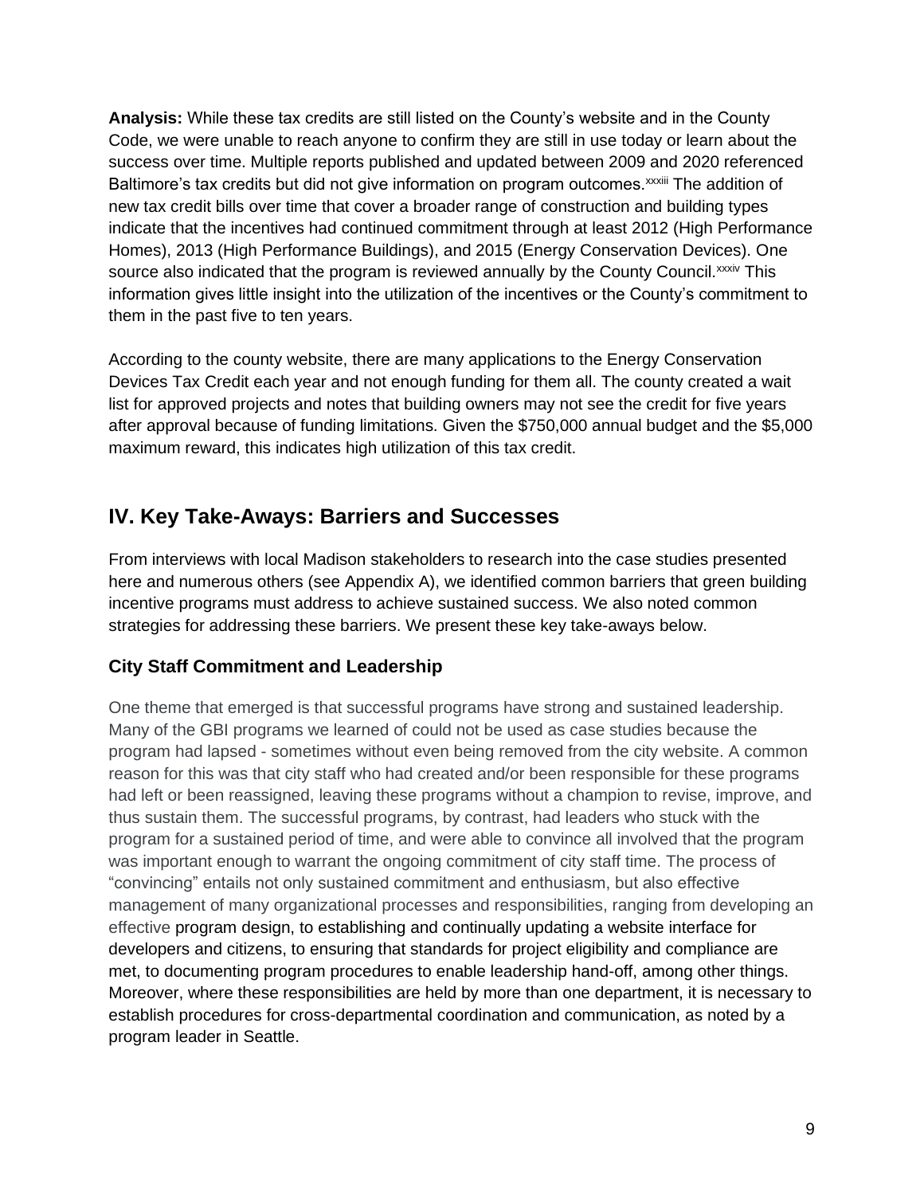**Analysis:** While these tax credits are still listed on the County's website and in the County Code, we were unable to reach anyone to confirm they are still in use today or learn about the success over time. Multiple reports published and updated between 2009 and 2020 referenced Baltimore's tax credits but did not give information on program outcomes.[xxxiii] The addition of new tax credit bills over time that cover a broader range of construction and building types indicate that the incentives had continued commitment through at least 2012 (High Performance Homes), 2013 (High Performance Buildings), and 2015 (Energy Conservation Devices). One source also indicated that the program is reviewed annually by the County Council.[xxxiv] This information gives little insight into the utilization of the incentives or the County's commitment to them in the past five to ten years.

According to the county website, there are many applications to the Energy Conservation Devices Tax Credit each year and not enough funding for them all. The county created a wait list for approved projects and notes that building owners may not see the credit for five years after approval because of funding limitations. Given the $750,000 annual budget and the $5,000 maximum reward, this indicates high utilization of this tax credit.

## IV. Key Take-Aways: Barriers and Successes

From interviews with local Madison stakeholders to research into the case studies presented here and numerous others (see Appendix A), we identified common barriers that green building incentive programs must address to achieve sustained success. We also noted common strategies for addressing these barriers. We present these key take-aways below.

### City Staff Commitment and Leadership

One theme that emerged is that successful programs have strong and sustained leadership. Many of the GBI programs we learned of could not be used as case studies because the program had lapsed - sometimes without even being removed from the city website. A common reason for this was that city staff who had created and/or been responsible for these programs had left or been reassigned, leaving these programs without a champion to revise, improve, and thus sustain them. The successful programs, by contrast, had leaders who stuck with the program for a sustained period of time, and were able to convince all involved that the program was important enough to warrant the ongoing commitment of city staff time. The process of "convincing" entails not only sustained commitment and enthusiasm, but also effective management of many organizational processes and responsibilities, ranging from developing an effective program design, to establishing and continually updating a website interface for developers and citizens, to ensuring that standards for project eligibility and compliance are met, to documenting program procedures to enable leadership hand-off, among other things. Moreover, where these responsibilities are held by more than one department, it is necessary to establish procedures for cross-departmental coordination and communication, as noted by a program leader in Seattle.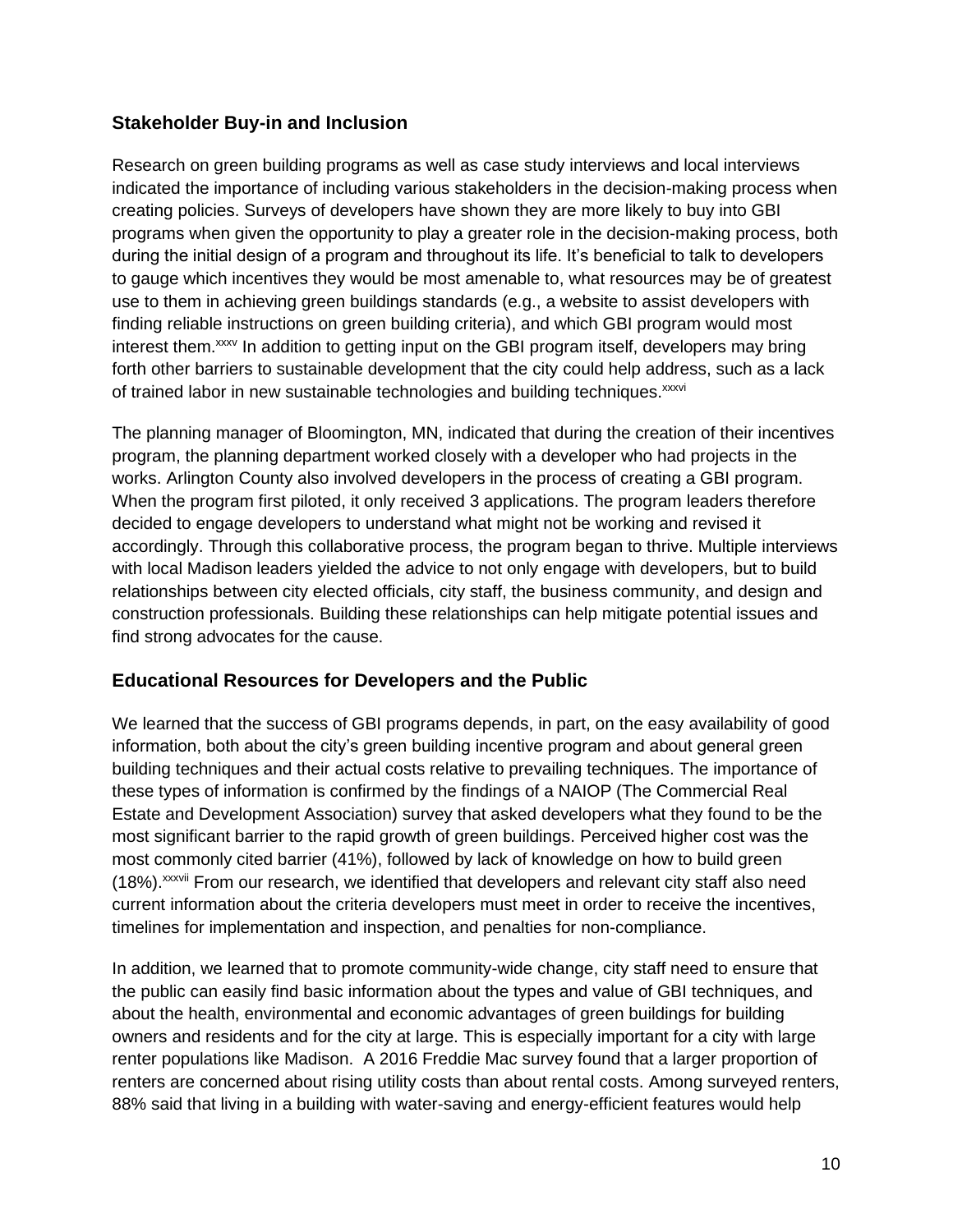## Stakeholder Buy-in and Inclusion

Research on green building programs as well as case study interviews and local interviews indicated the importance of including various stakeholders in the decision-making process when creating policies. Surveys of developers have shown they are more likely to buy into GBI programs when given the opportunity to play a greater role in the decision-making process, both during the initial design of a program and throughout its life. It's beneficial to talk to developers to gauge which incentives they would be most amenable to, what resources may be of greatest use to them in achieving green buildings standards (e.g., a website to assist developers with finding reliable instructions on green building criteria), and which GBI program would most interest them.[xxxv] In addition to getting input on the GBI program itself, developers may bring forth other barriers to sustainable development that the city could help address, such as a lack of trained labor in new sustainable technologies and building techniques.[xxxvi]

The planning manager of Bloomington, MN, indicated that during the creation of their incentives program, the planning department worked closely with a developer who had projects in the works. Arlington County also involved developers in the process of creating a GBI program. When the program first piloted, it only received 3 applications. The program leaders therefore decided to engage developers to understand what might not be working and revised it accordingly. Through this collaborative process, the program began to thrive. Multiple interviews with local Madison leaders yielded the advice to not only engage with developers, but to build relationships between city elected officials, city staff, the business community, and design and construction professionals. Building these relationships can help mitigate potential issues and find strong advocates for the cause.

## Educational Resources for Developers and the Public

We learned that the success of GBI programs depends, in part, on the easy availability of good information, both about the city's green building incentive program and about general green building techniques and their actual costs relative to prevailing techniques. The importance of these types of information is confirmed by the findings of a NAIOP (The Commercial Real Estate and Development Association) survey that asked developers what they found to be the most significant barrier to the rapid growth of green buildings. Perceived higher cost was the most commonly cited barrier (41%), followed by lack of knowledge on how to build green (18%).[xxxvii] From our research, we identified that developers and relevant city staff also need current information about the criteria developers must meet in order to receive the incentives, timelines for implementation and inspection, and penalties for non-compliance.

In addition, we learned that to promote community-wide change, city staff need to ensure that the public can easily find basic information about the types and value of GBI techniques, and about the health, environmental and economic advantages of green buildings for building owners and residents and for the city at large. This is especially important for a city with large renter populations like Madison. A 2016 Freddie Mac survey found that a larger proportion of renters are concerned about rising utility costs than about rental costs. Among surveyed renters, 88% said that living in a building with water-saving and energy-efficient features would help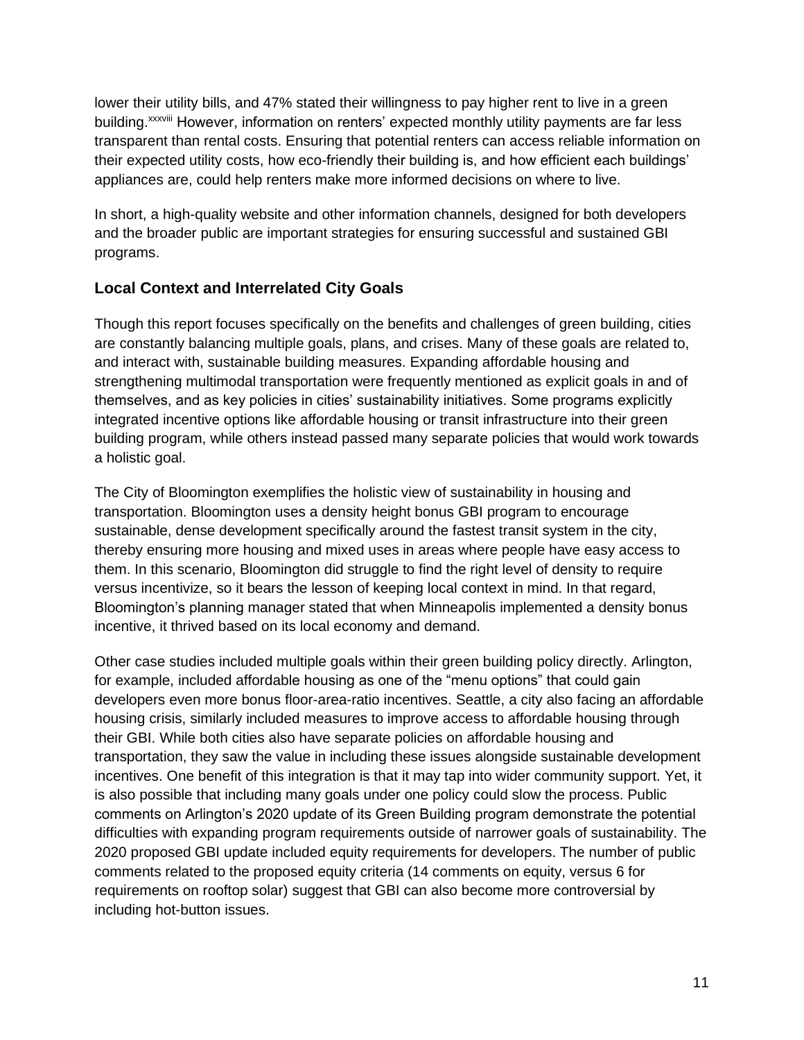lower their utility bills, and 47% stated their willingness to pay higher rent to live in a green building.[xxxviii] However, information on renters' expected monthly utility payments are far less transparent than rental costs. Ensuring that potential renters can access reliable information on their expected utility costs, how eco-friendly their building is, and how efficient each buildings' appliances are, could help renters make more informed decisions on where to live.

In short, a high-quality website and other information channels, designed for both developers and the broader public are important strategies for ensuring successful and sustained GBI programs.

### Local Context and Interrelated City Goals

Though this report focuses specifically on the benefits and challenges of green building, cities are constantly balancing multiple goals, plans, and crises. Many of these goals are related to, and interact with, sustainable building measures. Expanding affordable housing and strengthening multimodal transportation were frequently mentioned as explicit goals in and of themselves, and as key policies in cities' sustainability initiatives. Some programs explicitly integrated incentive options like affordable housing or transit infrastructure into their green building program, while others instead passed many separate policies that would work towards a holistic goal.

The City of Bloomington exemplifies the holistic view of sustainability in housing and transportation. Bloomington uses a density height bonus GBI program to encourage sustainable, dense development specifically around the fastest transit system in the city, thereby ensuring more housing and mixed uses in areas where people have easy access to them. In this scenario, Bloomington did struggle to find the right level of density to require versus incentivize, so it bears the lesson of keeping local context in mind. In that regard, Bloomington's planning manager stated that when Minneapolis implemented a density bonus incentive, it thrived based on its local economy and demand.

Other case studies included multiple goals within their green building policy directly. Arlington, for example, included affordable housing as one of the "menu options" that could gain developers even more bonus floor-area-ratio incentives. Seattle, a city also facing an affordable housing crisis, similarly included measures to improve access to affordable housing through their GBI. While both cities also have separate policies on affordable housing and transportation, they saw the value in including these issues alongside sustainable development incentives. One benefit of this integration is that it may tap into wider community support. Yet, it is also possible that including many goals under one policy could slow the process. Public comments on Arlington's 2020 update of its Green Building program demonstrate the potential difficulties with expanding program requirements outside of narrower goals of sustainability. The 2020 proposed GBI update included equity requirements for developers. The number of public comments related to the proposed equity criteria (14 comments on equity, versus 6 for requirements on rooftop solar) suggest that GBI can also become more controversial by including hot-button issues.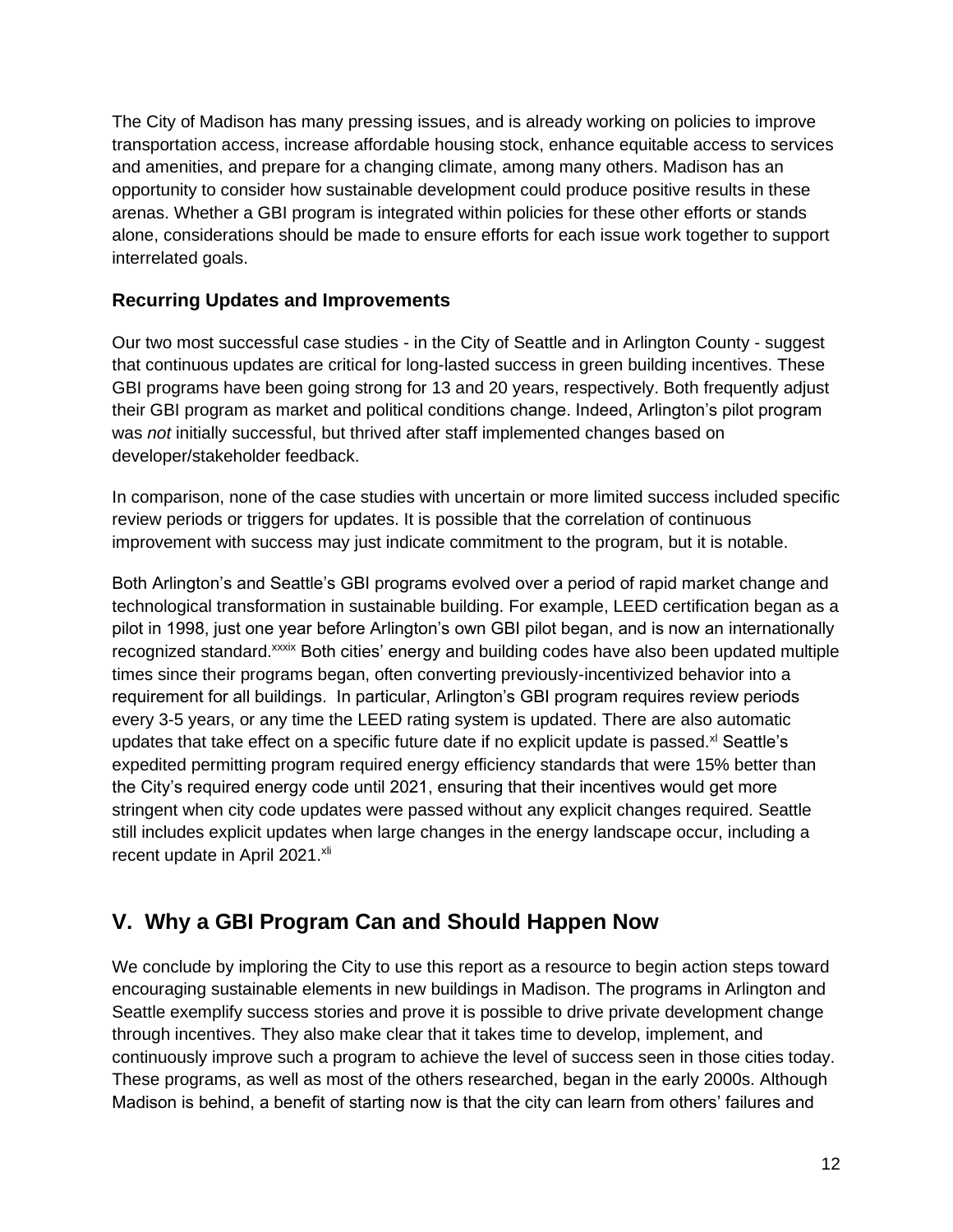The City of Madison has many pressing issues, and is already working on policies to improve transportation access, increase affordable housing stock, enhance equitable access to services and amenities, and prepare for a changing climate, among many others. Madison has an opportunity to consider how sustainable development could produce positive results in these arenas. Whether a GBI program is integrated within policies for these other efforts or stands alone, considerations should be made to ensure efforts for each issue work together to support interrelated goals.

### Recurring Updates and Improvements

Our two most successful case studies - in the City of Seattle and in Arlington County - suggest that continuous updates are critical for long-lasted success in green building incentives. These GBI programs have been going strong for 13 and 20 years, respectively. Both frequently adjust their GBI program as market and political conditions change. Indeed, Arlington's pilot program was *not* initially successful, but thrived after staff implemented changes based on developer/stakeholder feedback.

In comparison, none of the case studies with uncertain or more limited success included specific review periods or triggers for updates. It is possible that the correlation of continuous improvement with success may just indicate commitment to the program, but it is notable.

Both Arlington's and Seattle's GBI programs evolved over a period of rapid market change and technological transformation in sustainable building. For example, LEED certification began as a pilot in 1998, just one year before Arlington's own GBI pilot began, and is now an internationally recognized standard.[xxxix] Both cities' energy and building codes have also been updated multiple times since their programs began, often converting previously-incentivized behavior into a requirement for all buildings. In particular, Arlington's GBI program requires review periods every 3-5 years, or any time the LEED rating system is updated. There are also automatic updates that take effect on a specific future date if no explicit update is passed.[xl] Seattle's expedited permitting program required energy efficiency standards that were 15% better than the City's required energy code until 2021, ensuring that their incentives would get more stringent when city code updates were passed without any explicit changes required. Seattle still includes explicit updates when large changes in the energy landscape occur, including a recent update in April 2021.[xli]

## V. Why a GBI Program Can and Should Happen Now

We conclude by imploring the City to use this report as a resource to begin action steps toward encouraging sustainable elements in new buildings in Madison. The programs in Arlington and Seattle exemplify success stories and prove it is possible to drive private development change through incentives. They also make clear that it takes time to develop, implement, and continuously improve such a program to achieve the level of success seen in those cities today. These programs, as well as most of the others researched, began in the early 2000s. Although Madison is behind, a benefit of starting now is that the city can learn from others' failures and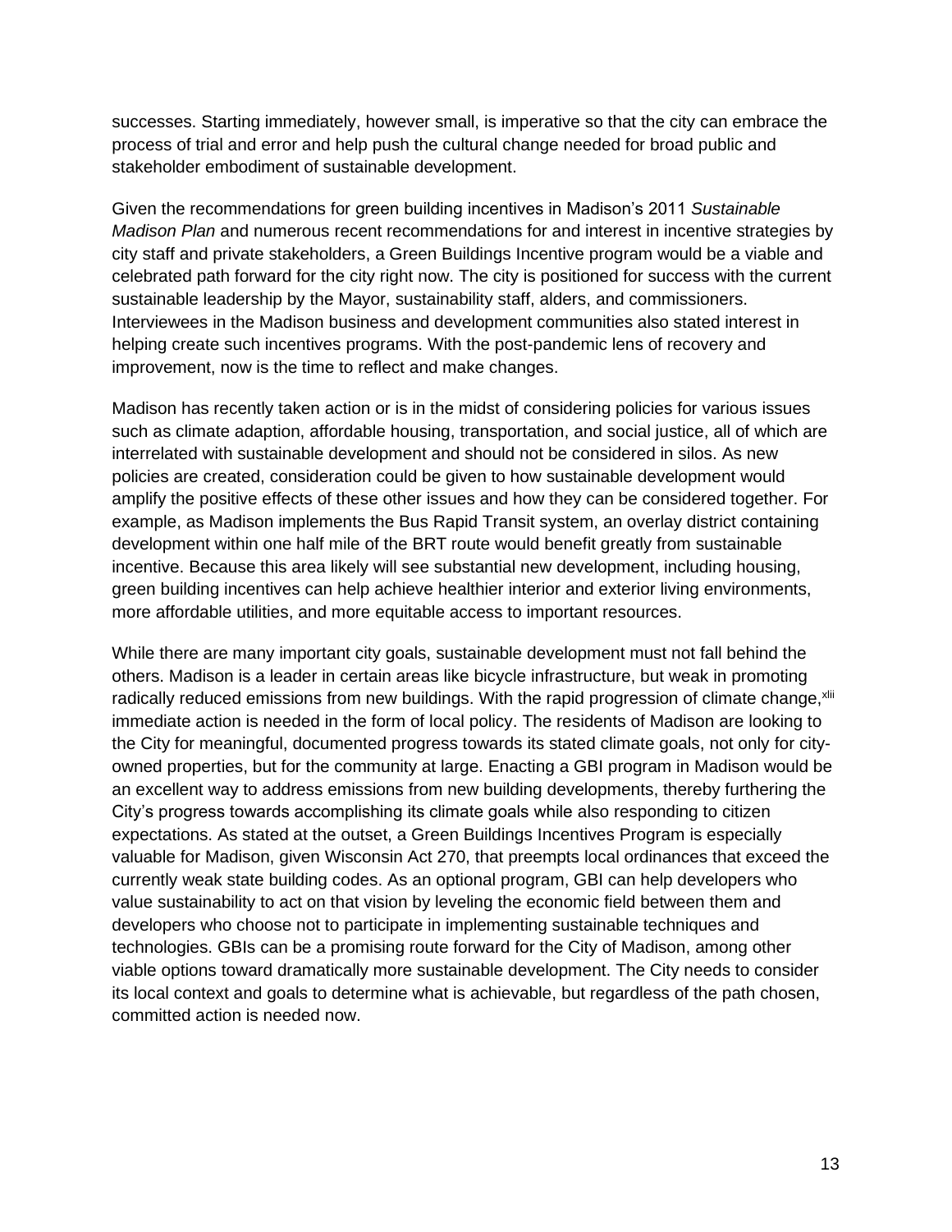successes. Starting immediately, however small, is imperative so that the city can embrace the process of trial and error and help push the cultural change needed for broad public and stakeholder embodiment of sustainable development.

Given the recommendations for green building incentives in Madison's 2011 *Sustainable Madison Plan* and numerous recent recommendations for and interest in incentive strategies by city staff and private stakeholders, a Green Buildings Incentive program would be a viable and celebrated path forward for the city right now. The city is positioned for success with the current sustainable leadership by the Mayor, sustainability staff, alders, and commissioners. Interviewees in the Madison business and development communities also stated interest in helping create such incentives programs. With the post-pandemic lens of recovery and improvement, now is the time to reflect and make changes.

Madison has recently taken action or is in the midst of considering policies for various issues such as climate adaption, affordable housing, transportation, and social justice, all of which are interrelated with sustainable development and should not be considered in silos. As new policies are created, consideration could be given to how sustainable development would amplify the positive effects of these other issues and how they can be considered together. For example, as Madison implements the Bus Rapid Transit system, an overlay district containing development within one half mile of the BRT route would benefit greatly from sustainable incentive. Because this area likely will see substantial new development, including housing, green building incentives can help achieve healthier interior and exterior living environments, more affordable utilities, and more equitable access to important resources.

While there are many important city goals, sustainable development must not fall behind the others. Madison is a leader in certain areas like bicycle infrastructure, but weak in promoting radically reduced emissions from new buildings. With the rapid progression of climate change,[xlii] immediate action is needed in the form of local policy. The residents of Madison are looking to the City for meaningful, documented progress towards its stated climate goals, not only for city-owned properties, but for the community at large. Enacting a GBI program in Madison would be an excellent way to address emissions from new building developments, thereby furthering the City's progress towards accomplishing its climate goals while also responding to citizen expectations. As stated at the outset, a Green Buildings Incentives Program is especially valuable for Madison, given Wisconsin Act 270, that preempts local ordinances that exceed the currently weak state building codes. As an optional program, GBI can help developers who value sustainability to act on that vision by leveling the economic field between them and developers who choose not to participate in implementing sustainable techniques and technologies. GBIs can be a promising route forward for the City of Madison, among other viable options toward dramatically more sustainable development. The City needs to consider its local context and goals to determine what is achievable, but regardless of the path chosen, committed action is needed now.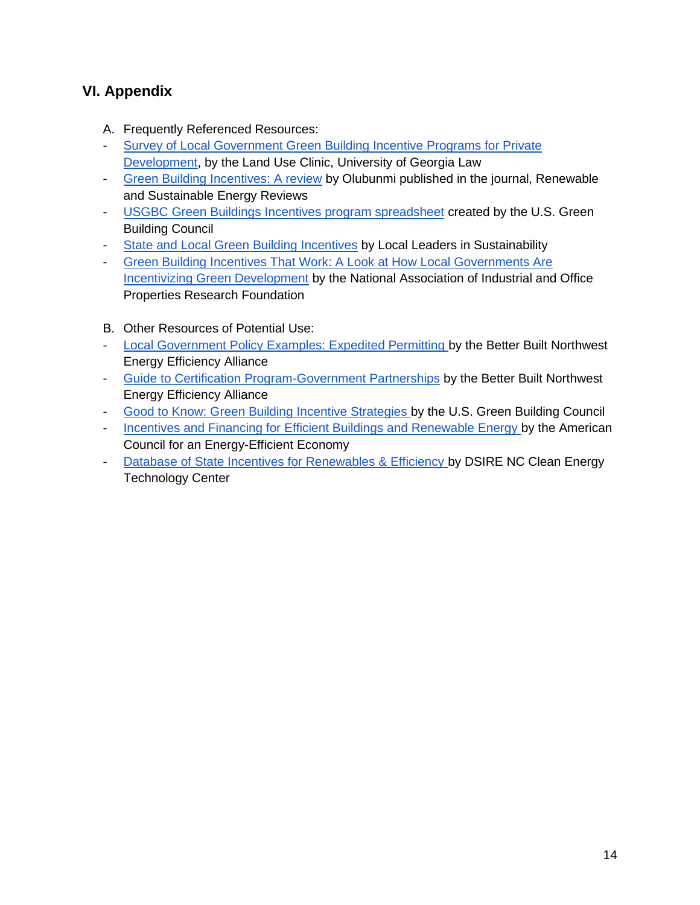## VI. Appendix

A. Frequently Referenced Resources:

- Survey of Local Government Green Building Incentive Programs for Private Development, by the Land Use Clinic, University of Georgia Law
- Green Building Incentives: A review by Olubunmi published in the journal, Renewable and Sustainable Energy Reviews
- USGBC Green Buildings Incentives program spreadsheet created by the U.S. Green Building Council
- State and Local Green Building Incentives by Local Leaders in Sustainability
- Green Building Incentives That Work: A Look at How Local Governments Are Incentivizing Green Development by the National Association of Industrial and Office Properties Research Foundation

B. Other Resources of Potential Use:

- Local Government Policy Examples: Expedited Permitting by the Better Built Northwest Energy Efficiency Alliance
- Guide to Certification Program-Government Partnerships by the Better Built Northwest Energy Efficiency Alliance
- Good to Know: Green Building Incentive Strategies by the U.S. Green Building Council
- Incentives and Financing for Efficient Buildings and Renewable Energy by the American Council for an Energy-Efficient Economy
- Database of State Incentives for Renewables & Efficiency by DSIRE NC Clean Energy Technology Center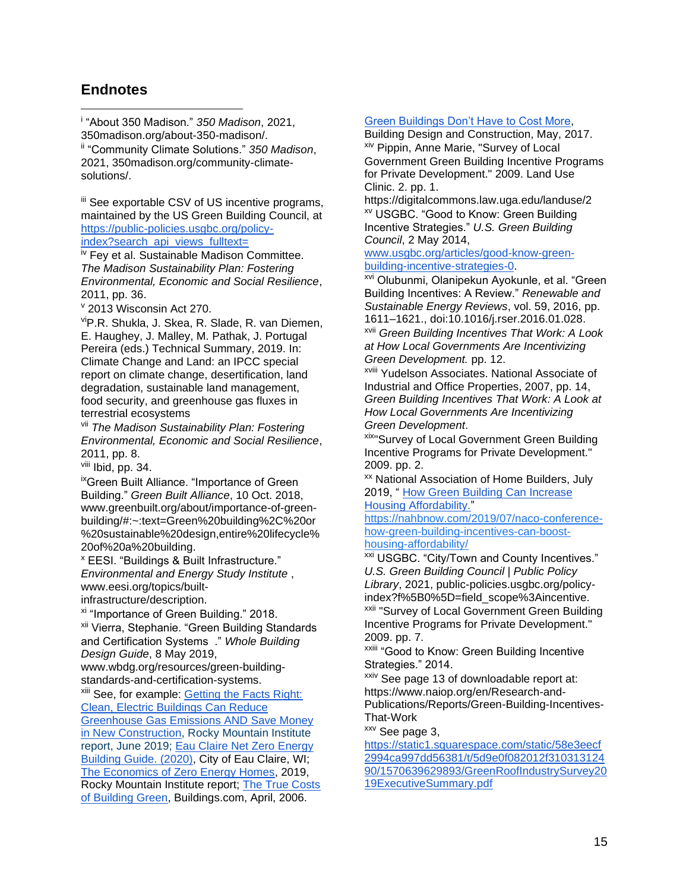## Endnotes

[i] "About 350 Madison." *350 Madison*, 2021, 350madison.org/about-350-madison/.

[ii] "Community Climate Solutions." *350 Madison*, 2021, 350madison.org/community-climate-solutions/.

[iii] See exportable CSV of US incentive programs, maintained by the US Green Building Council, at [https://public-policies.usgbc.org/policy-index?search_api_views_fulltext=](https://public-policies.usgbc.org/policy-index?search_api_views_fulltext=)

[iv] Fey et al. Sustainable Madison Committee. *The Madison Sustainability Plan: Fostering Environmental, Economic and Social Resilience*, 2011, pp. 36.

[v] 2013 Wisconsin Act 270.

[vi] P.R. Shukla, J. Skea, R. Slade, R. van Diemen, E. Haughey, J. Malley, M. Pathak, J. Portugal Pereira (eds.) Technical Summary, 2019. In: Climate Change and Land: an IPCC special report on climate change, desertification, land degradation, sustainable land management, food security, and greenhouse gas fluxes in terrestrial ecosystems

[vii] *The Madison Sustainability Plan: Fostering Environmental, Economic and Social Resilience*, 2011, pp. 8.

[viii] Ibid, pp. 34.

[ix] Green Built Alliance. "Importance of Green Building." *Green Built Alliance*, 10 Oct. 2018, www.greenbuilt.org/about/importance-of-green-building/#:~:text=Green%20building%2C%20or%20sustainable%20design,entire%20lifecycle%20of%20a%20building.

[x] EESI. "Buildings & Built Infrastructure." *Environmental and Energy Study Institute* , www.eesi.org/topics/built-infrastructure/description.

[xi] "Importance of Green Building." 2018.

[xii] Vierra, Stephanie. "Green Building Standards and Certification Systems ." *Whole Building Design Guide*, 8 May 2019, www.wbdg.org/resources/green-building-standards-and-certification-systems.

[xiii] See, for example: Getting the Facts Right: Clean, Electric Buildings Can Reduce Greenhouse Gas Emissions AND Save Money in New Construction, Rocky Mountain Institute report, June 2019; Eau Claire Net Zero Energy Building Guide. (2020), City of Eau Claire, WI; The Economics of Zero Energy Homes, 2019, Rocky Mountain Institute report; The True Costs of Building Green, Buildings.com, April, 2006. Green Buildings Don't Have to Cost More, Building Design and Construction, May, 2017.

[xiv] Pippin, Anne Marie, "Survey of Local Government Green Building Incentive Programs for Private Development." 2009. Land Use Clinic. 2. pp. 1. https://digitalcommons.law.uga.edu/landuse/2

[xv] USGBC. "Good to Know: Green Building Incentive Strategies." *U.S. Green Building Council*, 2 May 2014, [www.usgbc.org/articles/good-know-green-building-incentive-strategies-0](www.usgbc.org/articles/good-know-green-building-incentive-strategies-0).

[xvi] Olubunmi, Olanipekun Ayokunle, et al. "Green Building Incentives: A Review." *Renewable and Sustainable Energy Reviews*, vol. 59, 2016, pp. 1611–1621., doi:10.1016/j.rser.2016.01.028.

[xvii] *Green Building Incentives That Work: A Look at How Local Governments Are Incentivizing Green Development.* pp. 12.

[xviii] Yudelson Associates. National Associate of Industrial and Office Properties, 2007, pp. 14, *Green Building Incentives That Work: A Look at How Local Governments Are Incentivizing Green Development*.

[xix] "Survey of Local Government Green Building Incentive Programs for Private Development." 2009. pp. 2.

[xx] National Association of Home Builders, July 2019, " How Green Building Can Increase Housing Affordability." [https://nahbnow.com/2019/07/naco-conference-how-green-building-incentives-can-boost-housing-affordability/](https://nahbnow.com/2019/07/naco-conference-how-green-building-incentives-can-boost-housing-affordability/)

[xxi] USGBC. "City/Town and County Incentives." *U.S. Green Building Council | Public Policy Library*, 2021, public-policies.usgbc.org/policy-index?f%5B0%5D=field_scope%3Aincentive.

[xxii] "Survey of Local Government Green Building Incentive Programs for Private Development." 2009. pp. 7.

[xxiii] "Good to Know: Green Building Incentive Strategies." 2014.

[xxiv] See page 13 of downloadable report at: https://www.naiop.org/en/Research-and-Publications/Reports/Green-Building-Incentives-That-Work

[xxv] See page 3, [https://static1.squarespace.com/static/58e3eecf2994ca997dd56381/t/5d9e0f082012f31031312490/1570639629893/GreenRoofIndustrySurvey2019ExecutiveSummary.pdf](https://static1.squarespace.com/static/58e3eecf2994ca997dd56381/t/5d9e0f082012f31031312490/1570639629893/GreenRoofIndustrySurvey2019ExecutiveSummary.pdf)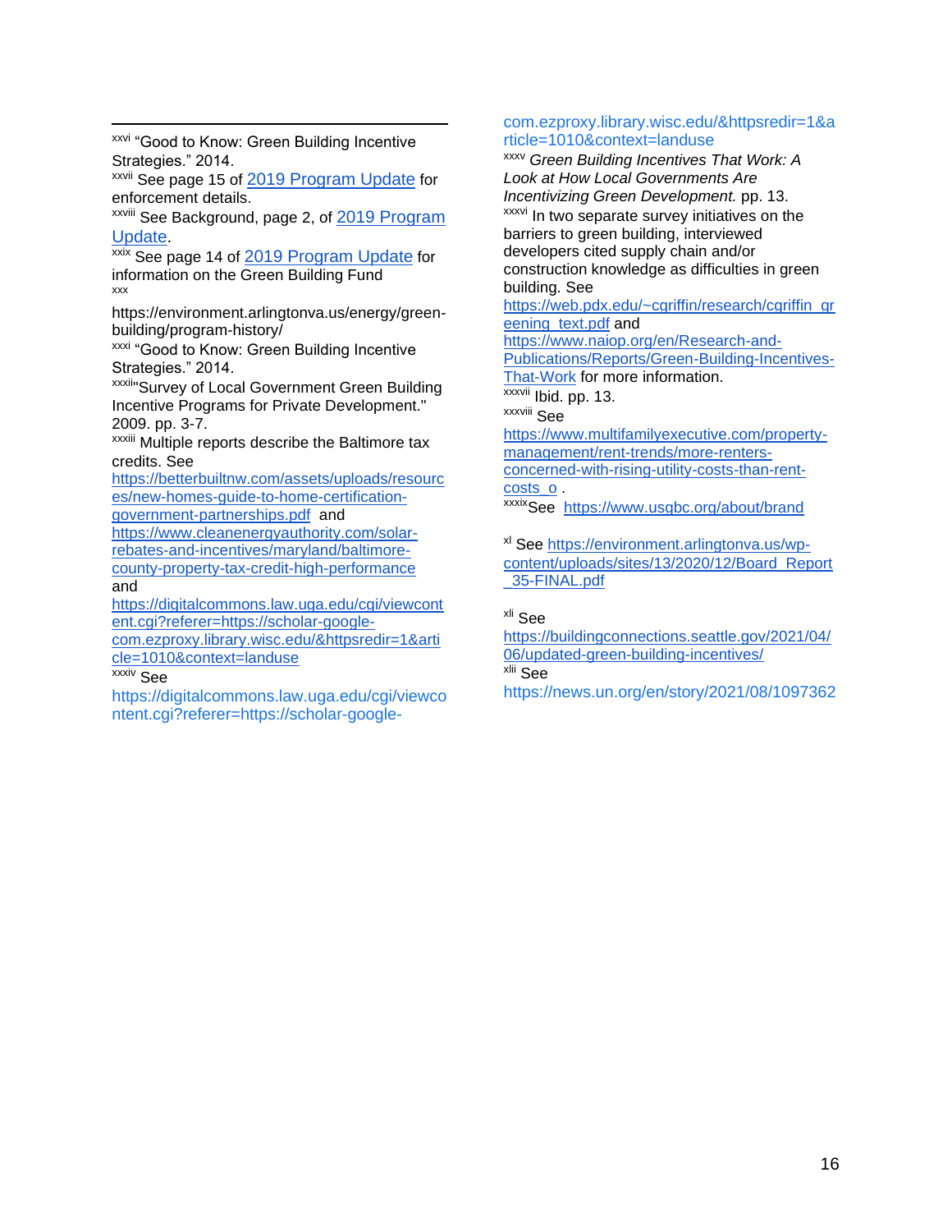[xxvi] "Good to Know: Green Building Incentive Strategies." 2014.

[xxvii] See page 15 of 2019 Program Update for enforcement details.

[xxviii] See Background, page 2, of 2019 Program Update.

[xxix] See page 14 of 2019 Program Update for information on the Green Building Fund

[xxx] https://environment.arlingtonva.us/energy/green-building/program-history/

[xxxi] "Good to Know: Green Building Incentive Strategies." 2014.

[xxxii] "Survey of Local Government Green Building Incentive Programs for Private Development." 2009. pp. 3-7.

[xxxiii] Multiple reports describe the Baltimore tax credits. See https://betterbuiltnw.com/assets/uploads/resources/new-homes-guide-to-home-certification-government-partnerships.pdf and https://www.cleanenergyauthority.com/solar-rebates-and-incentives/maryland/baltimore-county-property-tax-credit-high-performance and https://digitalcommons.law.uga.edu/cgi/viewcontent.cgi?referer=https://scholar-google-com.ezproxy.library.wisc.edu/&httpsredir=1&article=1010&context=landuse

[xxxiv] See https://digitalcommons.law.uga.edu/cgi/viewcontent.cgi?referer=https://scholar-google-com.ezproxy.library.wisc.edu/&httpsredir=1&article=1010&context=landuse

[xxxv] *Green Building Incentives That Work: A Look at How Local Governments Are Incentivizing Green Development.* pp. 13.

[xxxvi] In two separate survey initiatives on the barriers to green building, interviewed developers cited supply chain and/or construction knowledge as difficulties in green building. See https://web.pdx.edu/~cgriffin/research/cgriffin_greening_text.pdf and https://www.naiop.org/en/Research-and-Publications/Reports/Green-Building-Incentives-That-Work for more information.

[xxxvii] Ibid. pp. 13.

[xxxviii] See https://www.multifamilyexecutive.com/property-management/rent-trends/more-renters-concerned-with-rising-utility-costs-than-rent-costs_o .

[xxxix] See https://www.usgbc.org/about/brand

[xl] See https://environment.arlingtonva.us/wp-content/uploads/sites/13/2020/12/Board_Report_35-FINAL.pdf

[xli] See https://buildingconnections.seattle.gov/2021/04/06/updated-green-building-incentives/

[xlii] See https://news.un.org/en/story/2021/08/1097362